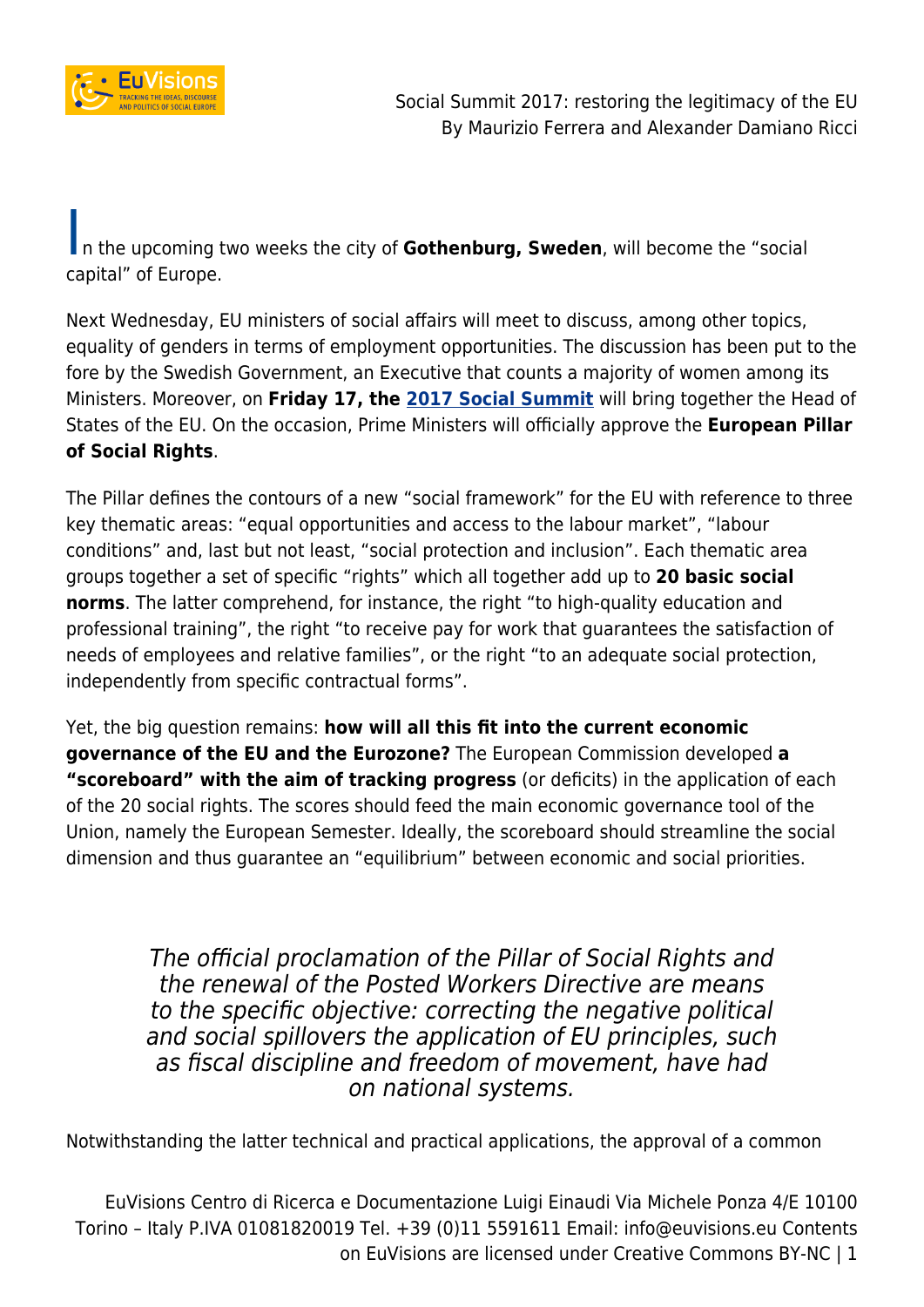# Social Summit 2017: restoring the legitimacy of the EU

By Maurizio Ferrera and Alexander Damiano Ricci

In the upcoming two weeks the city of **Gothenburg, Sweden**, will become the "social capital" of Europe.

Next Wednesday, EU ministers of social affairs will meet to discuss, among other topics, equality of genders in terms of employment opportunities. The discussion has been put to the fore by the Swedish Government, an Executive that counts a majority of women among its Ministers. Moreover, on **Friday 17, the [2017 Social Summit](#)** will bring together the Head of States of the EU. On the occasion, Prime Ministers will officially approve the **European Pillar of Social Rights**.

The Pillar defines the contours of a new "social framework" for the EU with reference to three key thematic areas: "equal opportunities and access to the labour market", "labour conditions" and, last but not least, "social protection and inclusion". Each thematic area groups together a set of specific "rights" which all together add up to **20 basic social norms**. The latter comprehend, for instance, the right "to high-quality education and professional training", the right "to receive pay for work that guarantees the satisfaction of needs of employees and relative families", or the right "to an adequate social protection, independently from specific contractual forms".

Yet, the big question remains: **how will all this fit into the current economic governance of the EU and the Eurozone?** The European Commission developed **a "scoreboard" with the aim of tracking progress** (or deficits) in the application of each of the 20 social rights. The scores should feed the main economic governance tool of the Union, namely the European Semester. Ideally, the scoreboard should streamline the social dimension and thus guarantee an "equilibrium" between economic and social priorities.

> *The official proclamation of the Pillar of Social Rights and the renewal of the Posted Workers Directive are means to the specific objective: correcting the negative political and social spillovers the application of EU principles, such as fiscal discipline and freedom of movement, have had on national systems.*

Notwithstanding the latter technical and practical applications, the approval of a common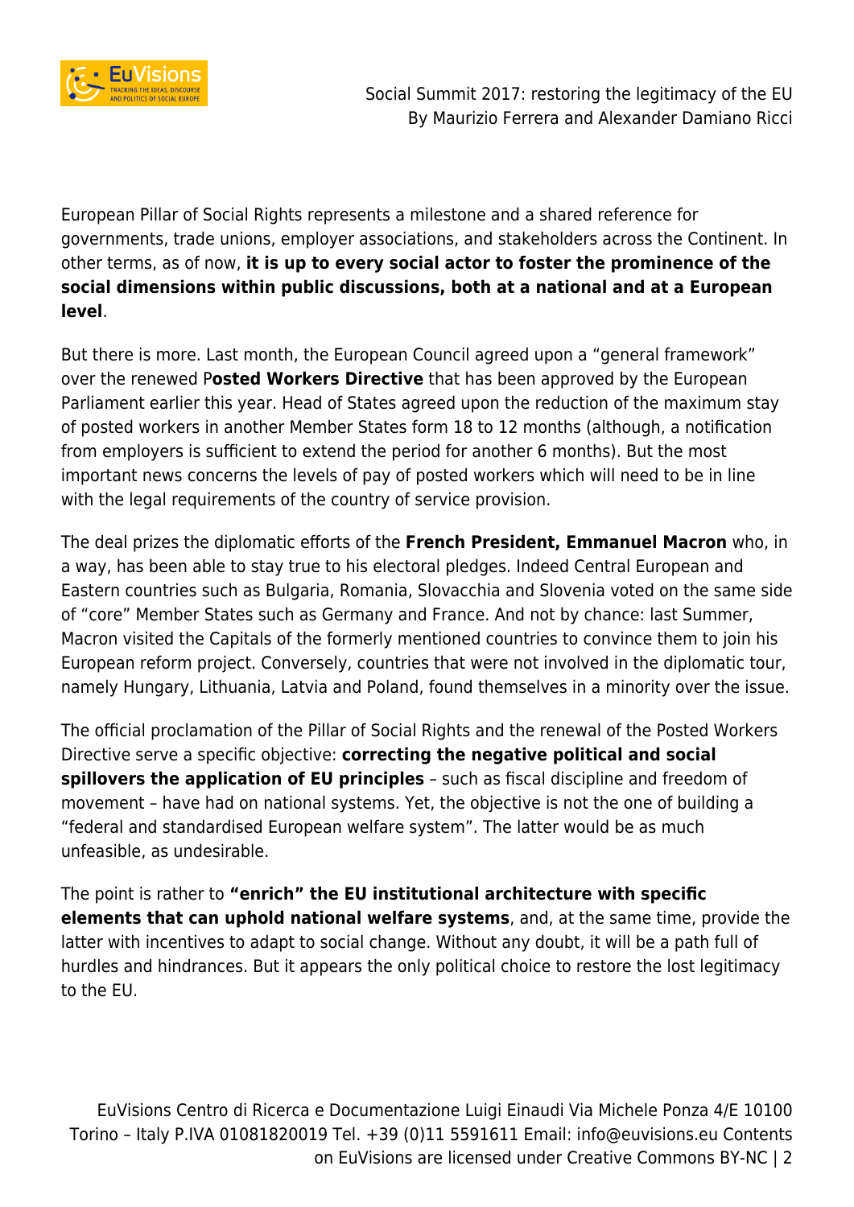European Pillar of Social Rights represents a milestone and a shared reference for governments, trade unions, employer associations, and stakeholders across the Continent. In other terms, as of now, **it is up to every social actor to foster the prominence of the social dimensions within public discussions, both at a national and at a European level**.

But there is more. Last month, the European Council agreed upon a "general framework" over the renewed P**osted Workers Directive** that has been approved by the European Parliament earlier this year. Head of States agreed upon the reduction of the maximum stay of posted workers in another Member States form 18 to 12 months (although, a notification from employers is sufficient to extend the period for another 6 months). But the most important news concerns the levels of pay of posted workers which will need to be in line with the legal requirements of the country of service provision.

The deal prizes the diplomatic efforts of the **French President, Emmanuel Macron** who, in a way, has been able to stay true to his electoral pledges. Indeed Central European and Eastern countries such as Bulgaria, Romania, Slovacchia and Slovenia voted on the same side of "core" Member States such as Germany and France. And not by chance: last Summer, Macron visited the Capitals of the formerly mentioned countries to convince them to join his European reform project. Conversely, countries that were not involved in the diplomatic tour, namely Hungary, Lithuania, Latvia and Poland, found themselves in a minority over the issue.

The official proclamation of the Pillar of Social Rights and the renewal of the Posted Workers Directive serve a specific objective: **correcting the negative political and social spillovers the application of EU principles** – such as fiscal discipline and freedom of movement – have had on national systems. Yet, the objective is not the one of building a "federal and standardised European welfare system". The latter would be as much unfeasible, as undesirable.

The point is rather to **"enrich" the EU institutional architecture with specific elements that can uphold national welfare systems**, and, at the same time, provide the latter with incentives to adapt to social change. Without any doubt, it will be a path full of hurdles and hindrances. But it appears the only political choice to restore the lost legitimacy to the EU.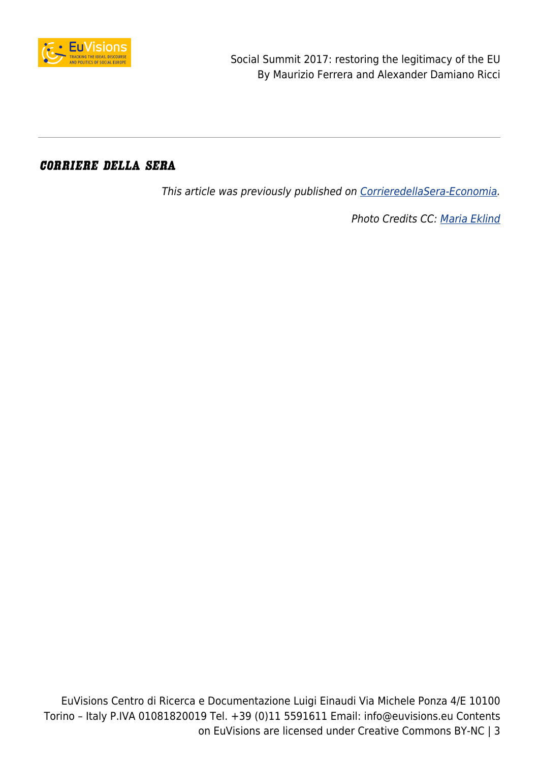**CORRIERE DELLA SERA**

*This article was previously published on CorrieredellaSera-Economia.*

*Photo Credits CC: Maria Eklind*